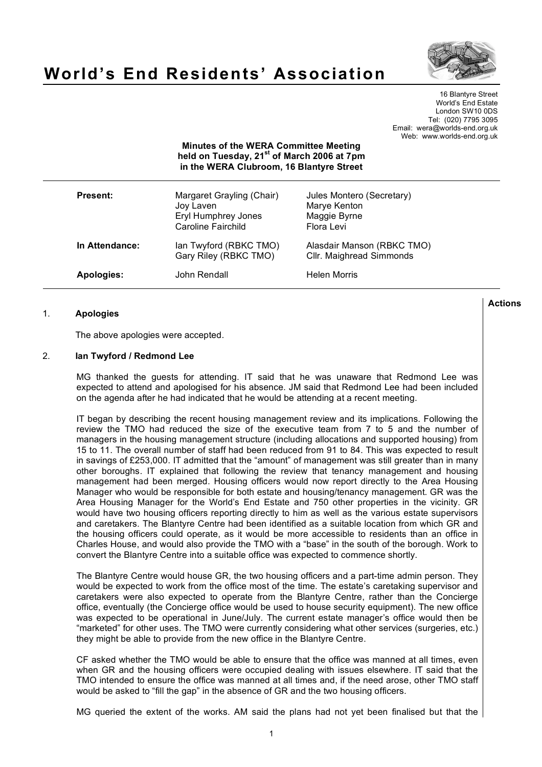# World's End Residents' Association

16 Blantyre Street
World's End Estate
London SW10 0DS
Tel: (020) 7795 3095
Email: wera@worlds-end.org.uk
Web: www.worlds-end.org.uk

**Minutes of the WERA Committee Meeting held on Tuesday, 21st of March 2006 at 7pm in the WERA Clubroom, 16 Blantyre Street**

| | | |
|---|---|---|
| **Present:** | Margaret Grayling (Chair) | Jules Montero (Secretary) |
| | Joy Laven | Marye Kenton |
| | Eryl Humphrey Jones | Maggie Byrne |
| | Caroline Fairchild | Flora Levi |
| **In Attendance:** | Ian Twyford (RBKC TMO) | Alasdair Manson (RBKC TMO) |
| | Gary Riley (RBKC TMO) | Cllr. Maighread Simmonds |
| **Apologies:** | John Rendall | Helen Morris |

**Actions**

1. **Apologies**

   The above apologies were accepted.

2. **Ian Twyford / Redmond Lee**

   MG thanked the guests for attending. IT said that he was unaware that Redmond Lee was expected to attend and apologised for his absence. JM said that Redmond Lee had been included on the agenda after he had indicated that he would be attending at a recent meeting.

   IT began by describing the recent housing management review and its implications. Following the review the TMO had reduced the size of the executive team from 7 to 5 and the number of managers in the housing management structure (including allocations and supported housing) from 15 to 11. The overall number of staff had been reduced from 91 to 84. This was expected to result in savings of £253,000. IT admitted that the "amount" of management was still greater than in many other boroughs. IT explained that following the review that tenancy management and housing management had been merged. Housing officers would now report directly to the Area Housing Manager who would be responsible for both estate and housing/tenancy management. GR was the Area Housing Manager for the World's End Estate and 750 other properties in the vicinity. GR would have two housing officers reporting directly to him as well as the various estate supervisors and caretakers. The Blantyre Centre had been identified as a suitable location from which GR and the housing officers could operate, as it would be more accessible to residents than an office in Charles House, and would also provide the TMO with a "base" in the south of the borough. Work to convert the Blantyre Centre into a suitable office was expected to commence shortly.

   The Blantyre Centre would house GR, the two housing officers and a part-time admin person. They would be expected to work from the office most of the time. The estate's caretaking supervisor and caretakers were also expected to operate from the Blantyre Centre, rather than the Concierge office, eventually (the Concierge office would be used to house security equipment). The new office was expected to be operational in June/July. The current estate manager's office would then be "marketed" for other uses. The TMO were currently considering what other services (surgeries, etc.) they might be able to provide from the new office in the Blantyre Centre.

   CF asked whether the TMO would be able to ensure that the office was manned at all times, even when GR and the housing officers were occupied dealing with issues elsewhere. IT said that the TMO intended to ensure the office was manned at all times and, if the need arose, other TMO staff would be asked to "fill the gap" in the absence of GR and the two housing officers.

   MG queried the extent of the works. AM said the plans had not yet been finalised but that the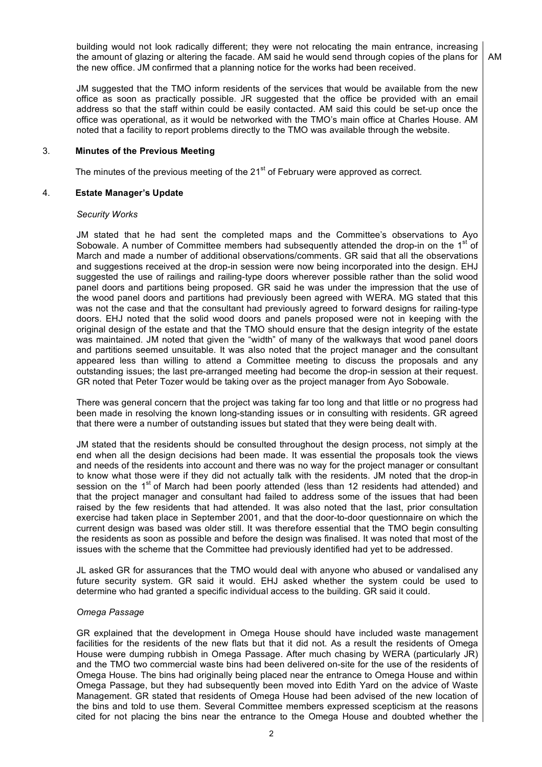building would not look radically different; they were not relocating the main entrance, increasing the amount of glazing or altering the facade. AM said he would send through copies of the plans for the new office. JM confirmed that a planning notice for the works had been received. AM

JM suggested that the TMO inform residents of the services that would be available from the new office as soon as practically possible. JR suggested that the office be provided with an email address so that the staff within could be easily contacted. AM said this could be set-up once the office was operational, as it would be networked with the TMO's main office at Charles House. AM noted that a facility to report problems directly to the TMO was available through the website.

## 3. Minutes of the Previous Meeting

The minutes of the previous meeting of the 21st of February were approved as correct.

## 4. Estate Manager's Update

*Security Works*

JM stated that he had sent the completed maps and the Committee's observations to Ayo Sobowale. A number of Committee members had subsequently attended the drop-in on the 1st of March and made a number of additional observations/comments. GR said that all the observations and suggestions received at the drop-in session were now being incorporated into the design. EHJ suggested the use of railings and railing-type doors wherever possible rather than the solid wood panel doors and partitions being proposed. GR said he was under the impression that the use of the wood panel doors and partitions had previously been agreed with WERA. MG stated that this was not the case and that the consultant had previously agreed to forward designs for railing-type doors. EHJ noted that the solid wood doors and panels proposed were not in keeping with the original design of the estate and that the TMO should ensure that the design integrity of the estate was maintained. JM noted that given the "width" of many of the walkways that wood panel doors and partitions seemed unsuitable. It was also noted that the project manager and the consultant appeared less than willing to attend a Committee meeting to discuss the proposals and any outstanding issues; the last pre-arranged meeting had become the drop-in session at their request. GR noted that Peter Tozer would be taking over as the project manager from Ayo Sobowale.

There was general concern that the project was taking far too long and that little or no progress had been made in resolving the known long-standing issues or in consulting with residents. GR agreed that there were a number of outstanding issues but stated that they were being dealt with.

JM stated that the residents should be consulted throughout the design process, not simply at the end when all the design decisions had been made. It was essential the proposals took the views and needs of the residents into account and there was no way for the project manager or consultant to know what those were if they did not actually talk with the residents. JM noted that the drop-in session on the 1st of March had been poorly attended (less than 12 residents had attended) and that the project manager and consultant had failed to address some of the issues that had been raised by the few residents that had attended. It was also noted that the last, prior consultation exercise had taken place in September 2001, and that the door-to-door questionnaire on which the current design was based was older still. It was therefore essential that the TMO begin consulting the residents as soon as possible and before the design was finalised. It was noted that most of the issues with the scheme that the Committee had previously identified had yet to be addressed.

JL asked GR for assurances that the TMO would deal with anyone who abused or vandalised any future security system. GR said it would. EHJ asked whether the system could be used to determine who had granted a specific individual access to the building. GR said it could.

*Omega Passage*

GR explained that the development in Omega House should have included waste management facilities for the residents of the new flats but that it did not. As a result the residents of Omega House were dumping rubbish in Omega Passage. After much chasing by WERA (particularly JR) and the TMO two commercial waste bins had been delivered on-site for the use of the residents of Omega House. The bins had originally being placed near the entrance to Omega House and within Omega Passage, but they had subsequently been moved into Edith Yard on the advice of Waste Management. GR stated that residents of Omega House had been advised of the new location of the bins and told to use them. Several Committee members expressed scepticism at the reasons cited for not placing the bins near the entrance to the Omega House and doubted whether the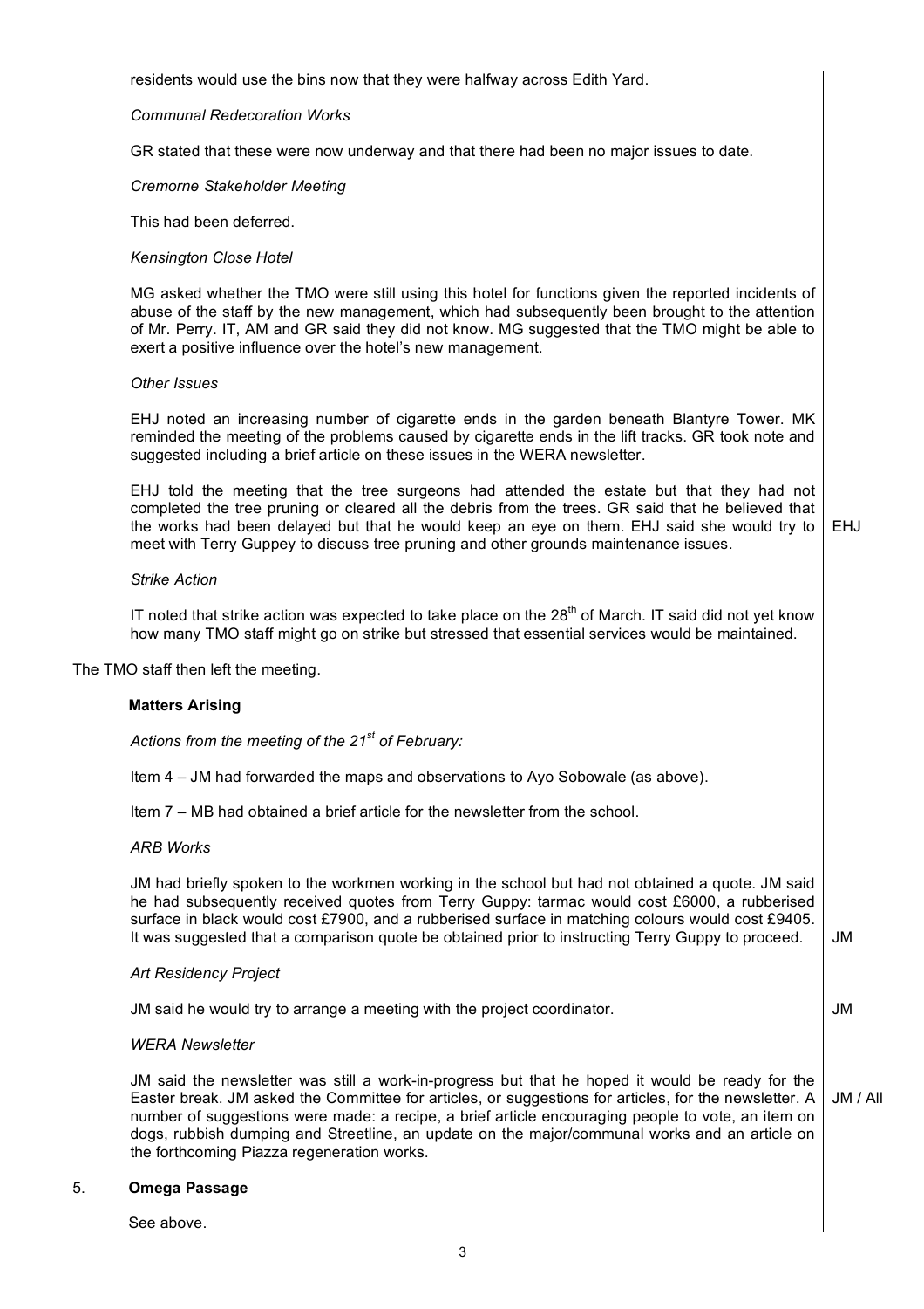residents would use the bins now that they were halfway across Edith Yard.

*Communal Redecoration Works*

GR stated that these were now underway and that there had been no major issues to date.

*Cremorne Stakeholder Meeting*

This had been deferred.

*Kensington Close Hotel*

MG asked whether the TMO were still using this hotel for functions given the reported incidents of abuse of the staff by the new management, which had subsequently been brought to the attention of Mr. Perry. IT, AM and GR said they did not know. MG suggested that the TMO might be able to exert a positive influence over the hotel's new management.

*Other Issues*

EHJ noted an increasing number of cigarette ends in the garden beneath Blantyre Tower. MK reminded the meeting of the problems caused by cigarette ends in the lift tracks. GR took note and suggested including a brief article on these issues in the WERA newsletter.

EHJ told the meeting that the tree surgeons had attended the estate but that they had not completed the tree pruning or cleared all the debris from the trees. GR said that he believed that the works had been delayed but that he would keep an eye on them. EHJ said she would try to meet with Terry Guppey to discuss tree pruning and other grounds maintenance issues. **EHJ**

*Strike Action*

IT noted that strike action was expected to take place on the 28th of March. IT said did not yet know how many TMO staff might go on strike but stressed that essential services would be maintained.

The TMO staff then left the meeting.

**Matters Arising**

*Actions from the meeting of the 21st of February:*

Item 4 – JM had forwarded the maps and observations to Ayo Sobowale (as above).

Item 7 – MB had obtained a brief article for the newsletter from the school.

*ARB Works*

JM had briefly spoken to the workmen working in the school but had not obtained a quote. JM said he had subsequently received quotes from Terry Guppy: tarmac would cost £6000, a rubberised surface in black would cost £7900, and a rubberised surface in matching colours would cost £9405. It was suggested that a comparison quote be obtained prior to instructing Terry Guppy to proceed. **JM**

*Art Residency Project*

JM said he would try to arrange a meeting with the project coordinator. **JM**

*WERA Newsletter*

JM said the newsletter was still a work-in-progress but that he hoped it would be ready for the Easter break. JM asked the Committee for articles, or suggestions for articles, for the newsletter. A number of suggestions were made: a recipe, a brief article encouraging people to vote, an item on dogs, rubbish dumping and Streetline, an update on the major/communal works and an article on the forthcoming Piazza regeneration works. **JM / All**

## 5. Omega Passage

See above.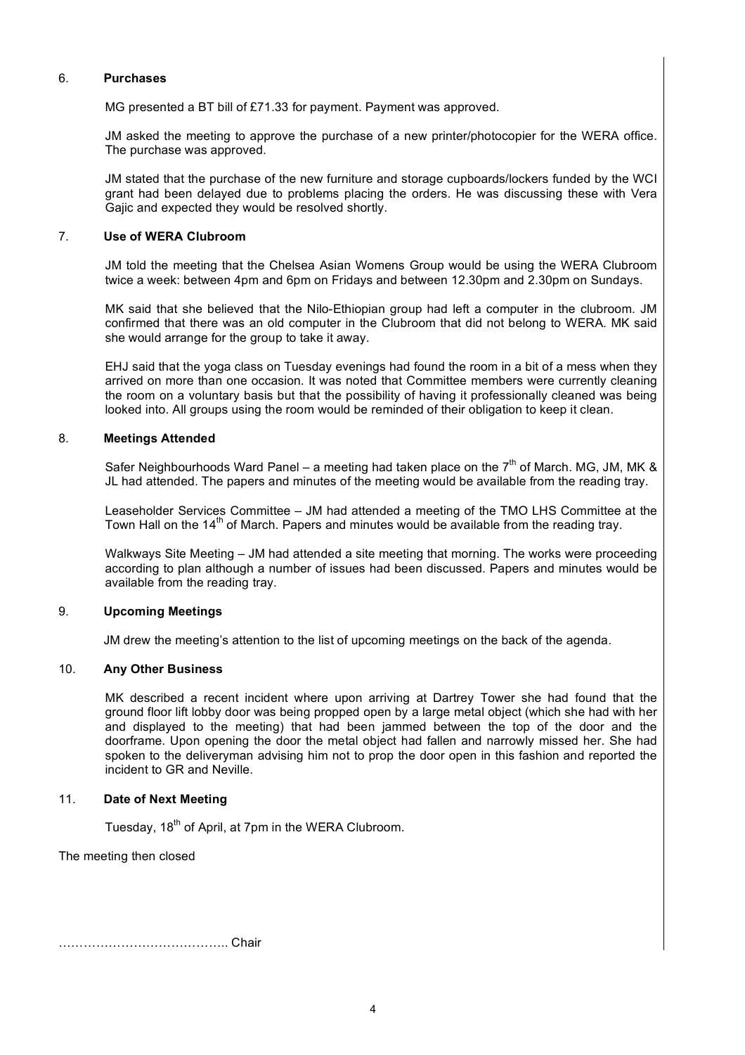## 6. Purchases

MG presented a BT bill of £71.33 for payment. Payment was approved.

JM asked the meeting to approve the purchase of a new printer/photocopier for the WERA office. The purchase was approved.

JM stated that the purchase of the new furniture and storage cupboards/lockers funded by the WCI grant had been delayed due to problems placing the orders. He was discussing these with Vera Gajic and expected they would be resolved shortly.

## 7. Use of WERA Clubroom

JM told the meeting that the Chelsea Asian Womens Group would be using the WERA Clubroom twice a week: between 4pm and 6pm on Fridays and between 12.30pm and 2.30pm on Sundays.

MK said that she believed that the Nilo-Ethiopian group had left a computer in the clubroom. JM confirmed that there was an old computer in the Clubroom that did not belong to WERA. MK said she would arrange for the group to take it away.

EHJ said that the yoga class on Tuesday evenings had found the room in a bit of a mess when they arrived on more than one occasion. It was noted that Committee members were currently cleaning the room on a voluntary basis but that the possibility of having it professionally cleaned was being looked into. All groups using the room would be reminded of their obligation to keep it clean.

## 8. Meetings Attended

Safer Neighbourhoods Ward Panel – a meeting had taken place on the 7th of March. MG, JM, MK & JL had attended. The papers and minutes of the meeting would be available from the reading tray.

Leaseholder Services Committee – JM had attended a meeting of the TMO LHS Committee at the Town Hall on the 14th of March. Papers and minutes would be available from the reading tray.

Walkways Site Meeting – JM had attended a site meeting that morning. The works were proceeding according to plan although a number of issues had been discussed. Papers and minutes would be available from the reading tray.

## 9. Upcoming Meetings

JM drew the meeting's attention to the list of upcoming meetings on the back of the agenda.

## 10. Any Other Business

MK described a recent incident where upon arriving at Dartrey Tower she had found that the ground floor lift lobby door was being propped open by a large metal object (which she had with her and displayed to the meeting) that had been jammed between the top of the door and the doorframe. Upon opening the door the metal object had fallen and narrowly missed her. She had spoken to the deliveryman advising him not to prop the door open in this fashion and reported the incident to GR and Neville.

## 11. Date of Next Meeting

Tuesday, 18th of April, at 7pm in the WERA Clubroom.

The meeting then closed

………………………………….. Chair